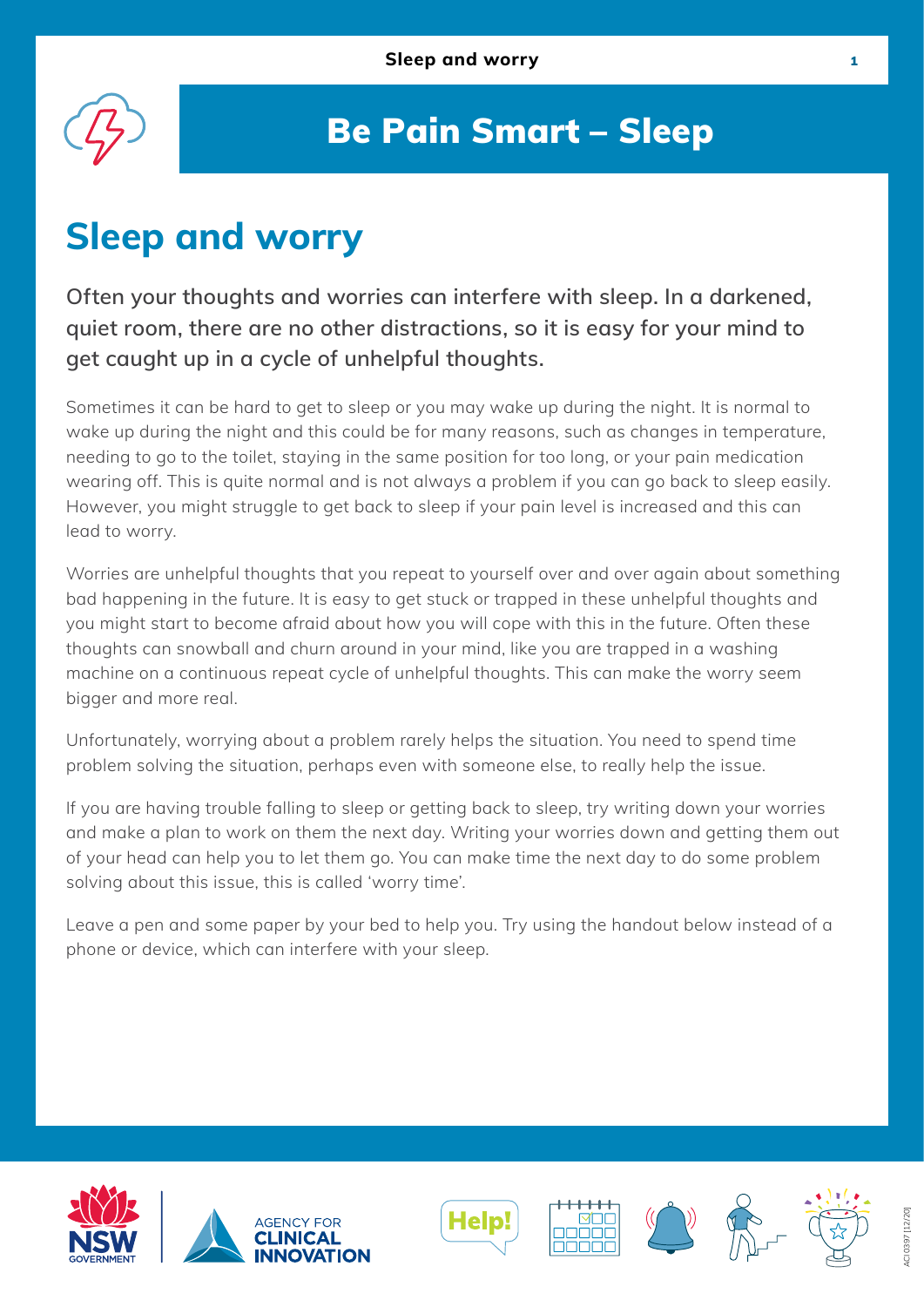# Be Pain Smart – Sleep

## Sleep and worry

**Often your thoughts and worries can interfere with sleep. In a darkened, quiet room, there are no other distractions, so it is easy for your mind to get caught up in a cycle of unhelpful thoughts.**

Sometimes it can be hard to get to sleep or you may wake up during the night. It is normal to wake up during the night and this could be for many reasons, such as changes in temperature, needing to go to the toilet, staying in the same position for too long, or your pain medication wearing off. This is quite normal and is not always a problem if you can go back to sleep easily. However, you might struggle to get back to sleep if your pain level is increased and this can lead to worry.

Worries are unhelpful thoughts that you repeat to yourself over and over again about something bad happening in the future. It is easy to get stuck or trapped in these unhelpful thoughts and you might start to become afraid about how you will cope with this in the future. Often these thoughts can snowball and churn around in your mind, like you are trapped in a washing machine on a continuous repeat cycle of unhelpful thoughts. This can make the worry seem bigger and more real.

Unfortunately, worrying about a problem rarely helps the situation. You need to spend time problem solving the situation, perhaps even with someone else, to really help the issue.

If you are having trouble falling to sleep or getting back to sleep, try writing down your worries and make a plan to work on them the next day. Writing your worries down and getting them out of your head can help you to let them go. You can make time the next day to do some problem solving about this issue, this is called 'worry time'.

Leave a pen and some paper by your bed to help you. Try using the handout below instead of a phone or device, which can interfere with your sleep.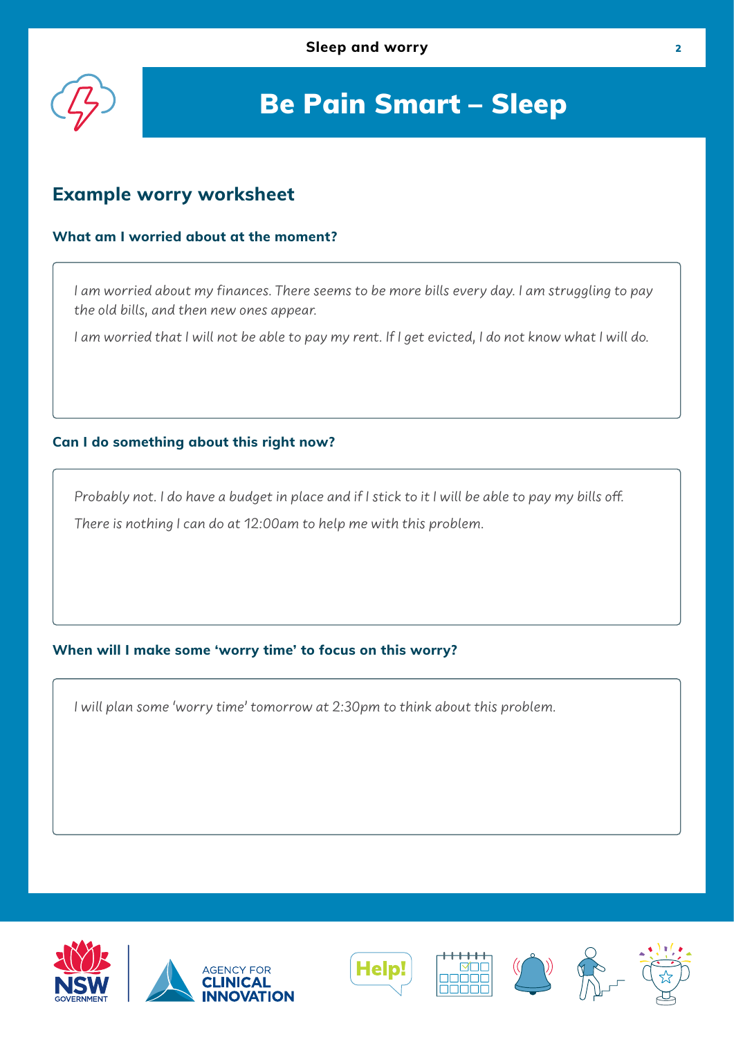# Be Pain Smart – Sleep

## Example worry worksheet

**What am I worried about at the moment?**

*I am worried about my finances. There seems to be more bills every day. I am struggling to pay the old bills, and then new ones appear.*

*I am worried that I will not be able to pay my rent. If I get evicted, I do not know what I will do.*

**Can I do something about this right now?**

*Probably not. I do have a budget in place and if I stick to it I will be able to pay my bills off.*

*There is nothing I can do at 12:00am to help me with this problem.*

**When will I make some 'worry time' to focus on this worry?**

*I will plan some 'worry time' tomorrow at 2:30pm to think about this problem.*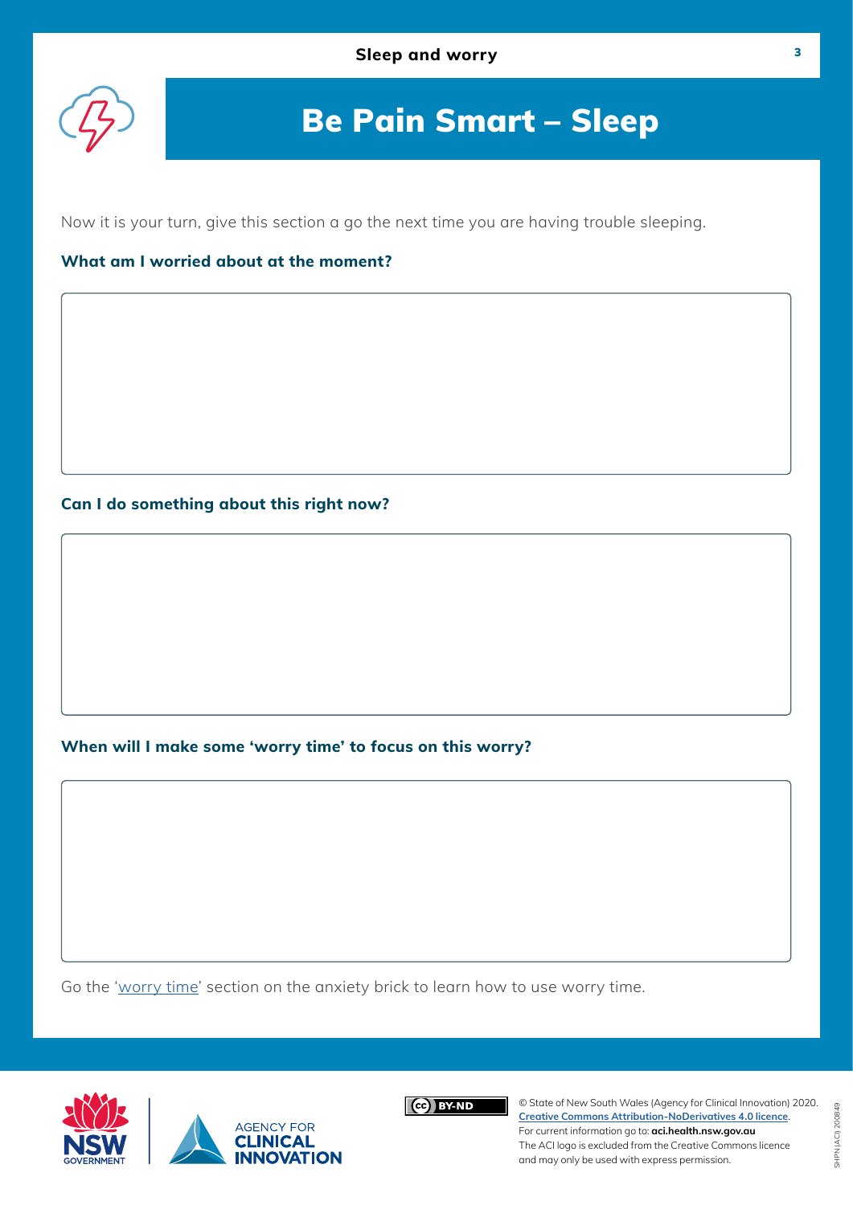# Be Pain Smart – Sleep

Now it is your turn, give this section a go the next time you are having trouble sleeping.

**What am I worried about at the moment?**

**Can I do something about this right now?**

**When will I make some 'worry time' to focus on this worry?**

Go the 'worry time' section on the anxiety brick to learn how to use worry time.

© State of New South Wales (Agency for Clinical Innovation) 2020. Creative Commons Attribution-NoDerivatives 4.0 licence.
For current information go to: **aci.health.nsw.gov.au**
The ACI logo is excluded from the Creative Commons licence and may only be used with express permission.

SHPN (ACI) 200849